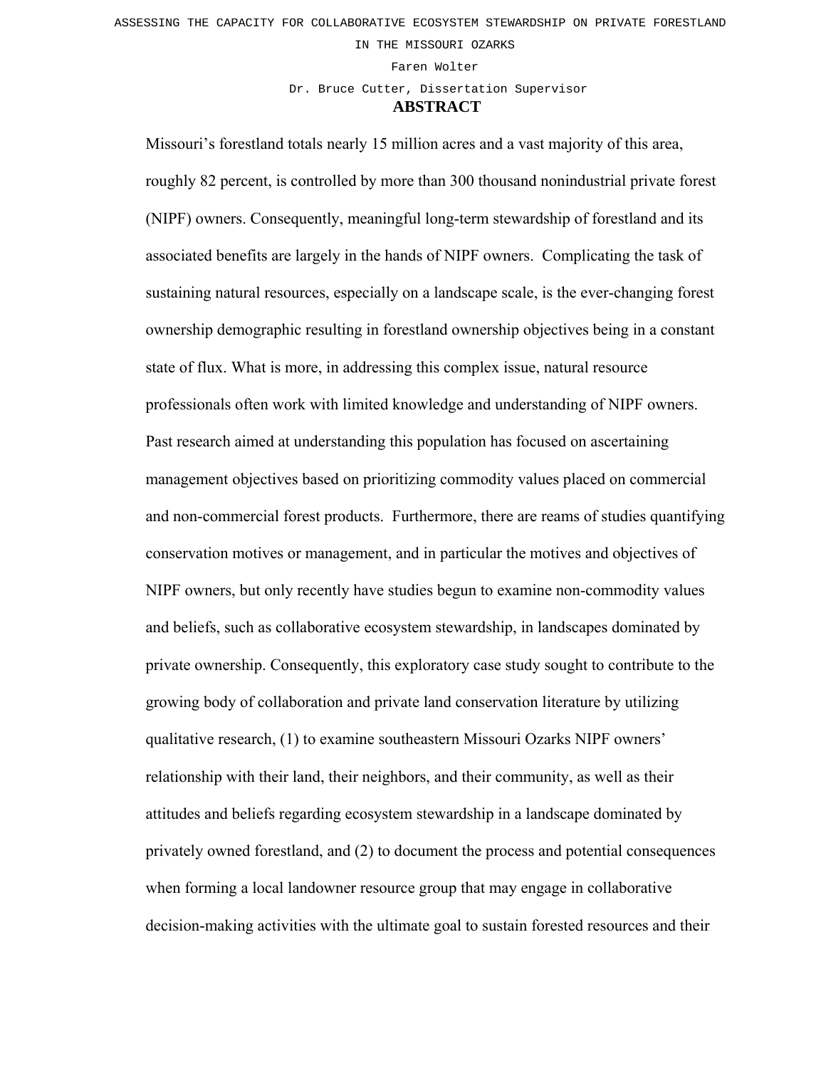ASSESSING THE CAPACITY FOR COLLABORATIVE ECOSYSTEM STEWARDSHIP ON PRIVATE FORESTLAND IN THE MISSOURI OZARKS

Faren Wolter

Dr. Bruce Cutter, Dissertation Supervisor

## ABSTRACT

Missouri's forestland totals nearly 15 million acres and a vast majority of this area, roughly 82 percent, is controlled by more than 300 thousand nonindustrial private forest (NIPF) owners. Consequently, meaningful long-term stewardship of forestland and its associated benefits are largely in the hands of NIPF owners. Complicating the task of sustaining natural resources, especially on a landscape scale, is the ever-changing forest ownership demographic resulting in forestland ownership objectives being in a constant state of flux. What is more, in addressing this complex issue, natural resource professionals often work with limited knowledge and understanding of NIPF owners. Past research aimed at understanding this population has focused on ascertaining management objectives based on prioritizing commodity values placed on commercial and non-commercial forest products. Furthermore, there are reams of studies quantifying conservation motives or management, and in particular the motives and objectives of NIPF owners, but only recently have studies begun to examine non-commodity values and beliefs, such as collaborative ecosystem stewardship, in landscapes dominated by private ownership. Consequently, this exploratory case study sought to contribute to the growing body of collaboration and private land conservation literature by utilizing qualitative research, (1) to examine southeastern Missouri Ozarks NIPF owners' relationship with their land, their neighbors, and their community, as well as their attitudes and beliefs regarding ecosystem stewardship in a landscape dominated by privately owned forestland, and (2) to document the process and potential consequences when forming a local landowner resource group that may engage in collaborative decision-making activities with the ultimate goal to sustain forested resources and their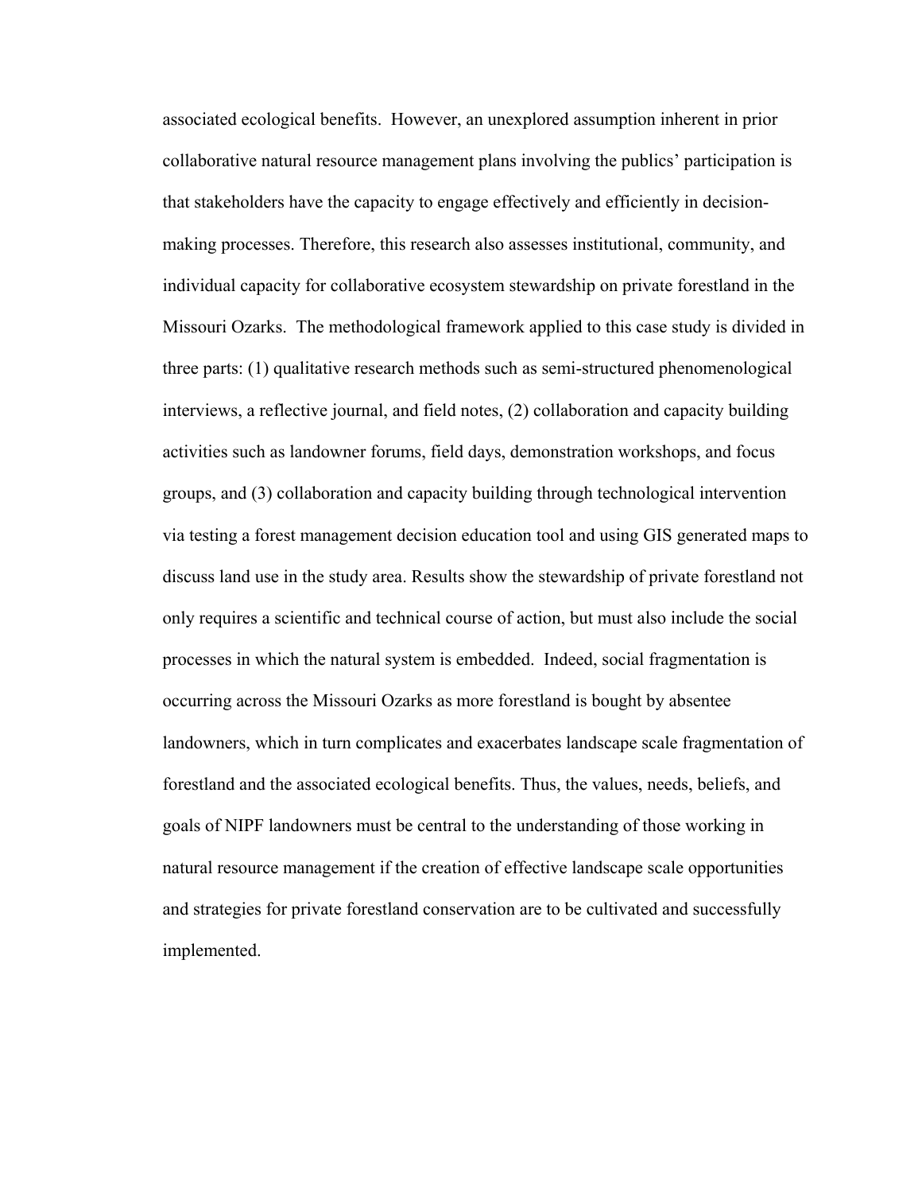associated ecological benefits. However, an unexplored assumption inherent in prior collaborative natural resource management plans involving the publics' participation is that stakeholders have the capacity to engage effectively and efficiently in decision-making processes. Therefore, this research also assesses institutional, community, and individual capacity for collaborative ecosystem stewardship on private forestland in the Missouri Ozarks. The methodological framework applied to this case study is divided in three parts: (1) qualitative research methods such as semi-structured phenomenological interviews, a reflective journal, and field notes, (2) collaboration and capacity building activities such as landowner forums, field days, demonstration workshops, and focus groups, and (3) collaboration and capacity building through technological intervention via testing a forest management decision education tool and using GIS generated maps to discuss land use in the study area. Results show the stewardship of private forestland not only requires a scientific and technical course of action, but must also include the social processes in which the natural system is embedded. Indeed, social fragmentation is occurring across the Missouri Ozarks as more forestland is bought by absentee landowners, which in turn complicates and exacerbates landscape scale fragmentation of forestland and the associated ecological benefits. Thus, the values, needs, beliefs, and goals of NIPF landowners must be central to the understanding of those working in natural resource management if the creation of effective landscape scale opportunities and strategies for private forestland conservation are to be cultivated and successfully implemented.